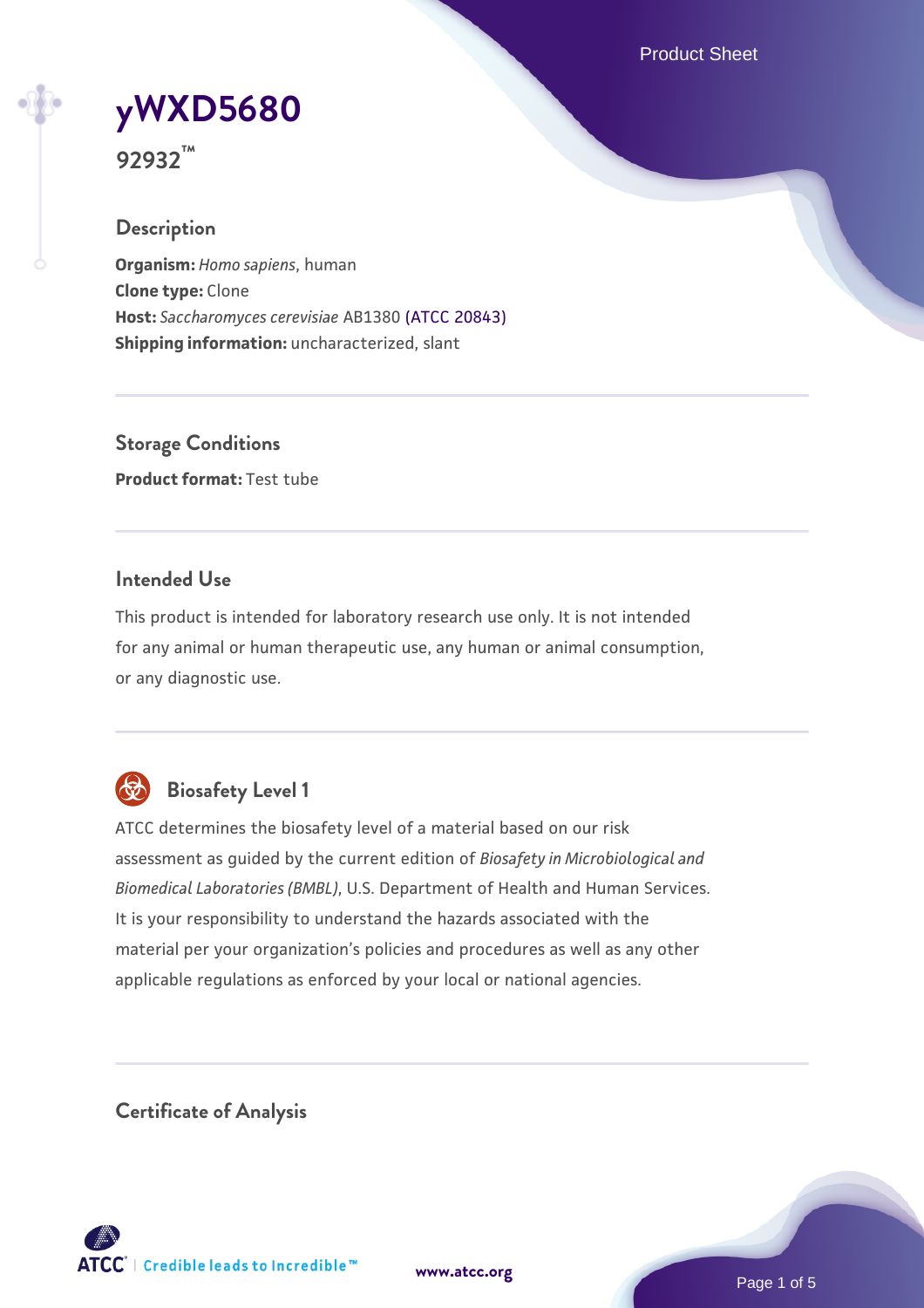# yWXD5680

**92932™**

## Description

**Organism:** *Homo sapiens*, human
**Clone type:** Clone
**Host:** *Saccharomyces cerevisiae* AB1380 (ATCC 20843)
**Shipping information:** uncharacterized, slant

## Storage Conditions

**Product format:** Test tube

## Intended Use

This product is intended for laboratory research use only. It is not intended for any animal or human therapeutic use, any human or animal consumption, or any diagnostic use.

## Biosafety Level 1

ATCC determines the biosafety level of a material based on our risk assessment as guided by the current edition of *Biosafety in Microbiological and Biomedical Laboratories (BMBL)*, U.S. Department of Health and Human Services. It is your responsibility to understand the hazards associated with the material per your organization's policies and procedures as well as any other applicable regulations as enforced by your local or national agencies.

## Certificate of Analysis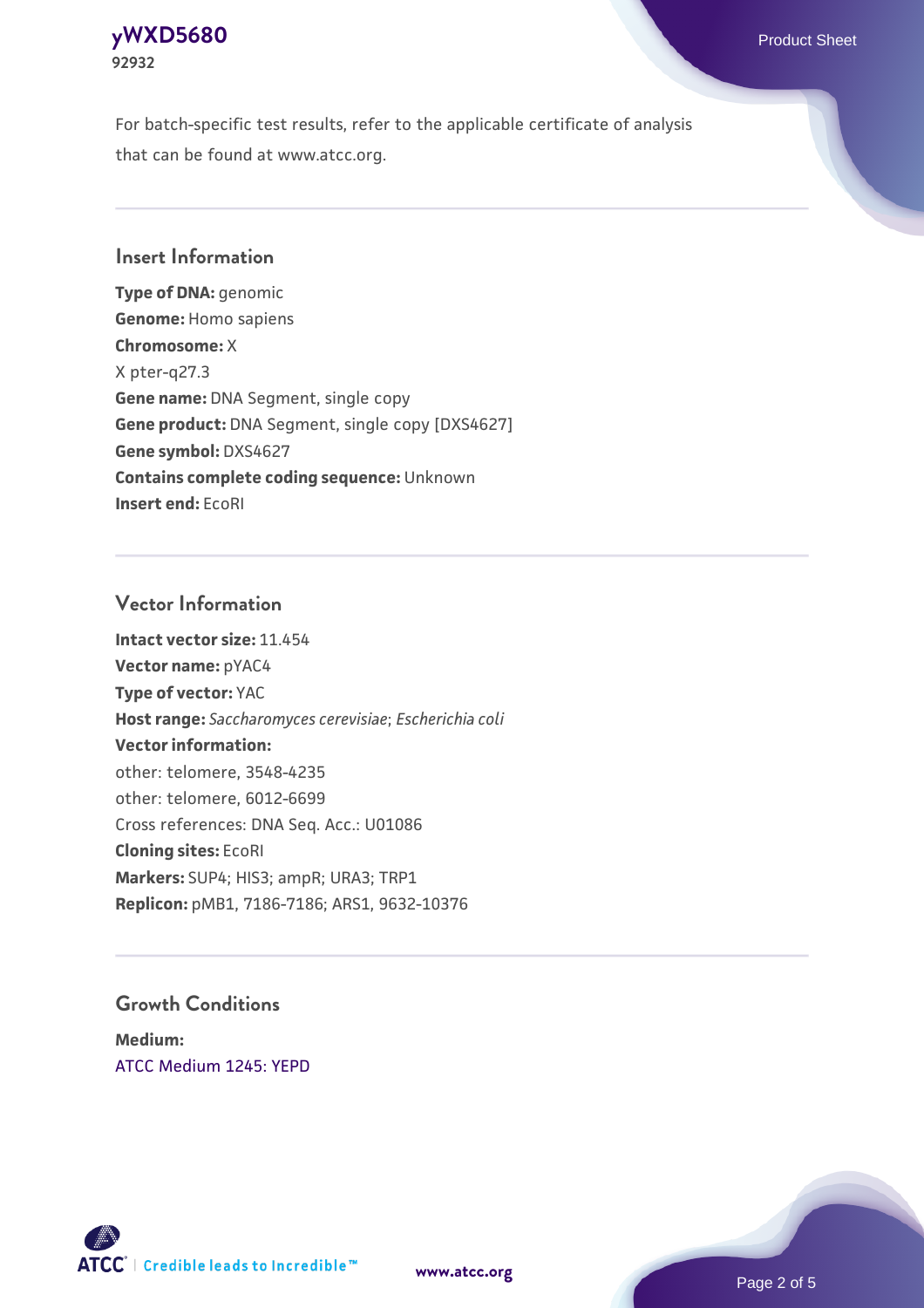For batch-specific test results, refer to the applicable certificate of analysis that can be found at www.atcc.org.

## Insert Information

**Type of DNA:** genomic
**Genome:** Homo sapiens
**Chromosome:** X
X pter-q27.3
**Gene name:** DNA Segment, single copy
**Gene product:** DNA Segment, single copy [DXS4627]
**Gene symbol:** DXS4627
**Contains complete coding sequence:** Unknown
**Insert end:** EcoRI

## Vector Information

**Intact vector size:** 11.454
**Vector name:** pYAC4
**Type of vector:** YAC
**Host range:** *Saccharomyces cerevisiae*; *Escherichia coli*
**Vector information:**
other: telomere, 3548-4235
other: telomere, 6012-6699
Cross references: DNA Seq. Acc.: U01086
**Cloning sites:** EcoRI
**Markers:** SUP4; HIS3; ampR; URA3; TRP1
**Replicon:** pMB1, 7186-7186; ARS1, 9632-10376

## Growth Conditions

**Medium:**
ATCC Medium 1245: YEPD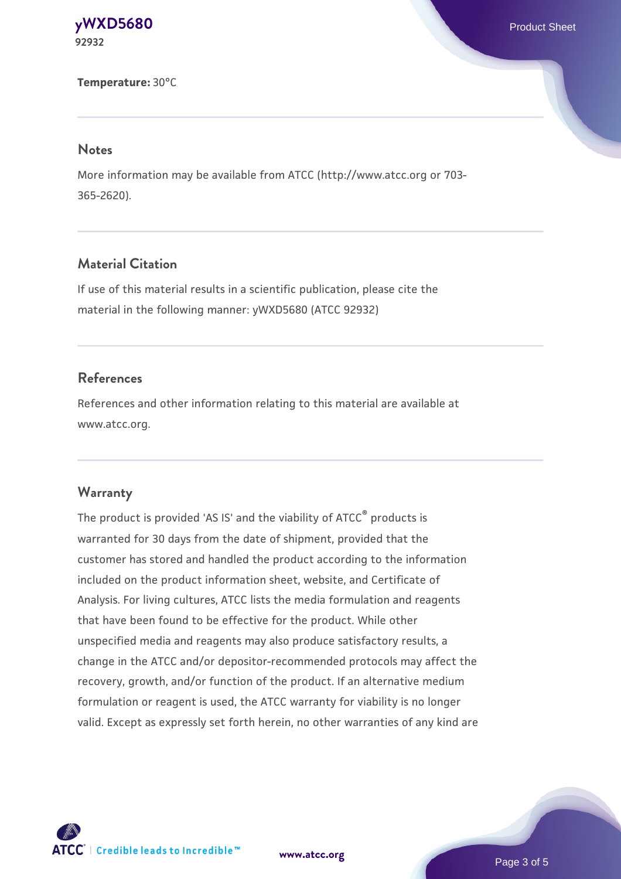**Temperature:** 30°C

## Notes

More information may be available from ATCC (http://www.atcc.org or 703-365-2620).

## Material Citation

If use of this material results in a scientific publication, please cite the material in the following manner: yWXD5680 (ATCC 92932)

## References

References and other information relating to this material are available at www.atcc.org.

## Warranty

The product is provided 'AS IS' and the viability of ATCC® products is warranted for 30 days from the date of shipment, provided that the customer has stored and handled the product according to the information included on the product information sheet, website, and Certificate of Analysis. For living cultures, ATCC lists the media formulation and reagents that have been found to be effective for the product. While other unspecified media and reagents may also produce satisfactory results, a change in the ATCC and/or depositor-recommended protocols may affect the recovery, growth, and/or function of the product. If an alternative medium formulation or reagent is used, the ATCC warranty for viability is no longer valid. Except as expressly set forth herein, no other warranties of any kind are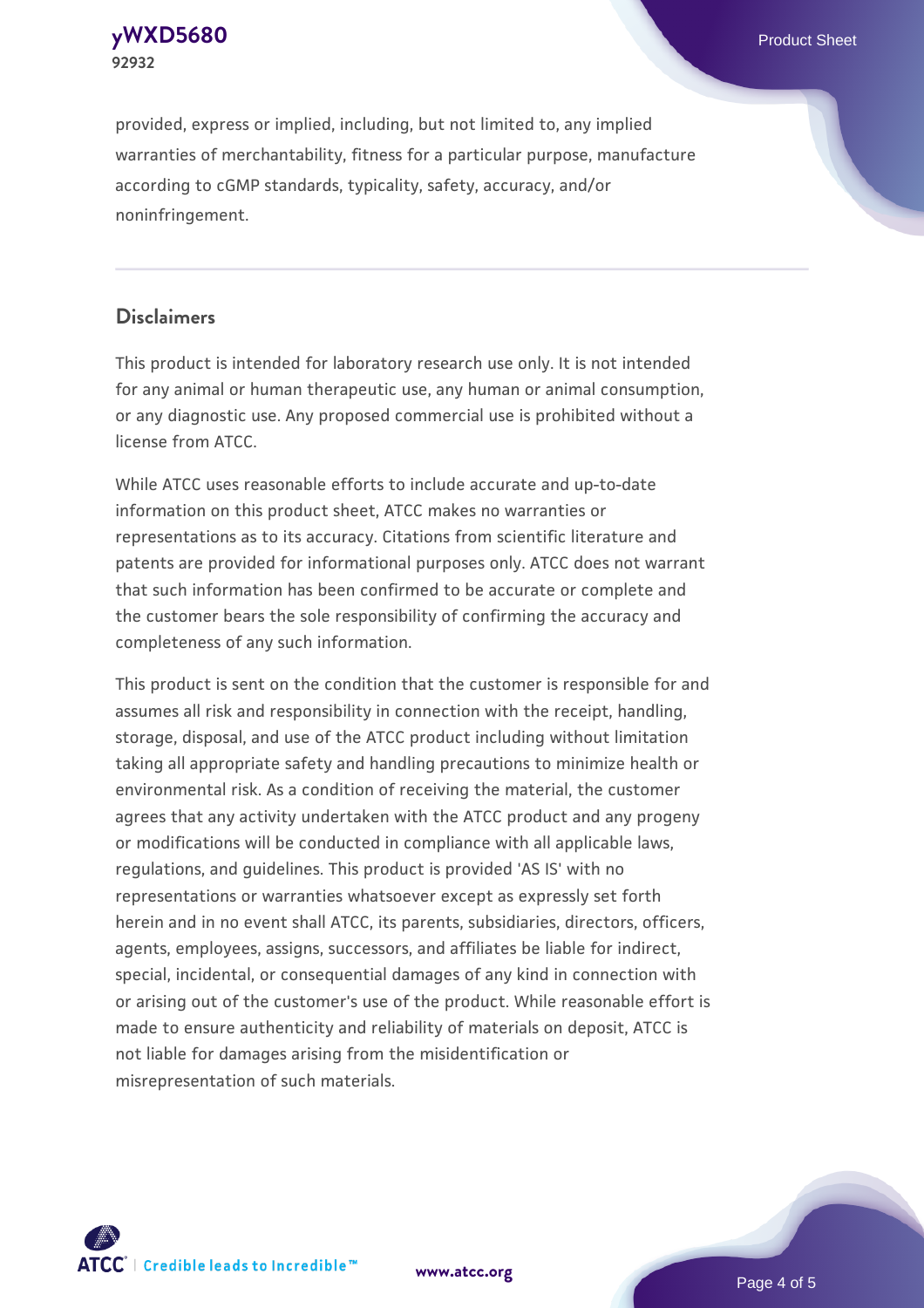provided, express or implied, including, but not limited to, any implied warranties of merchantability, fitness for a particular purpose, manufacture according to cGMP standards, typicality, safety, accuracy, and/or noninfringement.

## Disclaimers

This product is intended for laboratory research use only. It is not intended for any animal or human therapeutic use, any human or animal consumption, or any diagnostic use. Any proposed commercial use is prohibited without a license from ATCC.

While ATCC uses reasonable efforts to include accurate and up-to-date information on this product sheet, ATCC makes no warranties or representations as to its accuracy. Citations from scientific literature and patents are provided for informational purposes only. ATCC does not warrant that such information has been confirmed to be accurate or complete and the customer bears the sole responsibility of confirming the accuracy and completeness of any such information.

This product is sent on the condition that the customer is responsible for and assumes all risk and responsibility in connection with the receipt, handling, storage, disposal, and use of the ATCC product including without limitation taking all appropriate safety and handling precautions to minimize health or environmental risk. As a condition of receiving the material, the customer agrees that any activity undertaken with the ATCC product and any progeny or modifications will be conducted in compliance with all applicable laws, regulations, and guidelines. This product is provided 'AS IS' with no representations or warranties whatsoever except as expressly set forth herein and in no event shall ATCC, its parents, subsidiaries, directors, officers, agents, employees, assigns, successors, and affiliates be liable for indirect, special, incidental, or consequential damages of any kind in connection with or arising out of the customer's use of the product. While reasonable effort is made to ensure authenticity and reliability of materials on deposit, ATCC is not liable for damages arising from the misidentification or misrepresentation of such materials.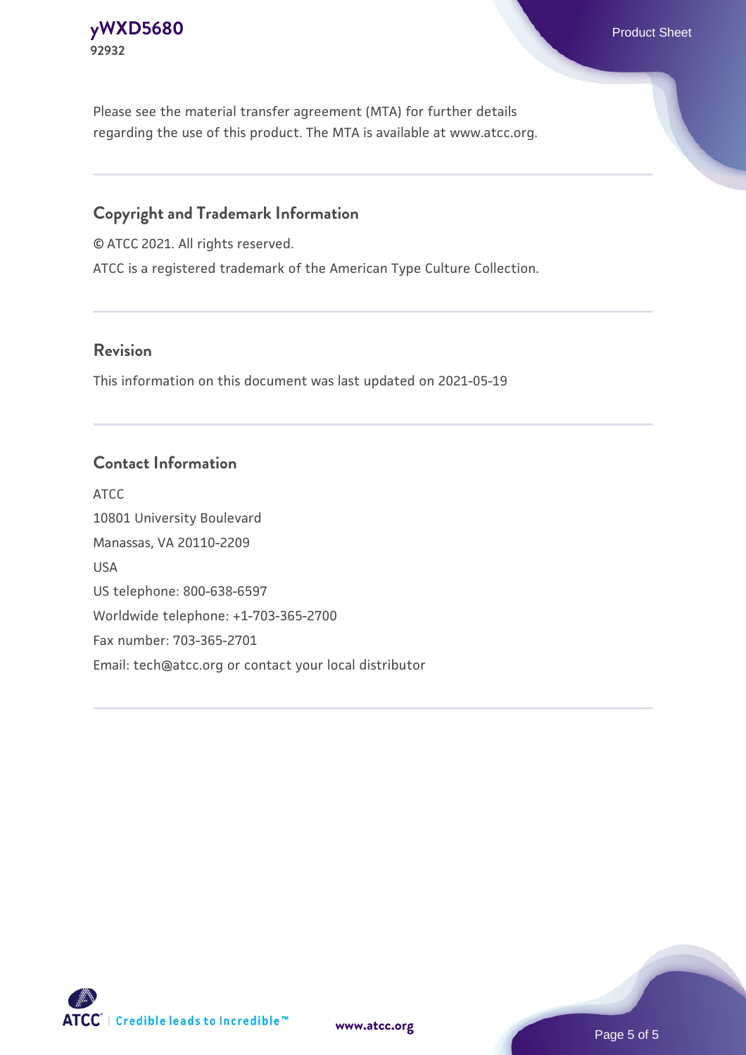Please see the material transfer agreement (MTA) for further details regarding the use of this product. The MTA is available at www.atcc.org.

## Copyright and Trademark Information

© ATCC 2021. All rights reserved.

ATCC is a registered trademark of the American Type Culture Collection.

## Revision

This information on this document was last updated on 2021-05-19

## Contact Information

ATCC
10801 University Boulevard
Manassas, VA 20110-2209
USA
US telephone: 800-638-6597
Worldwide telephone: +1-703-365-2700
Fax number: 703-365-2701
Email: tech@atcc.org or contact your local distributor